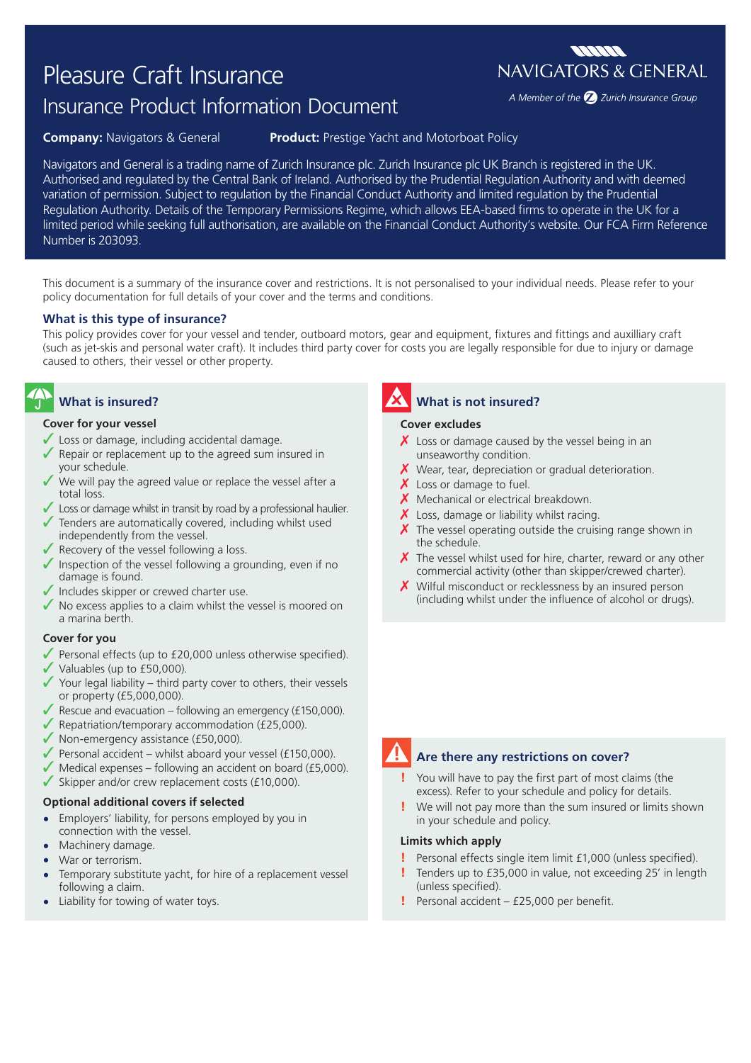# Pleasure Craft Insurance

## Insurance Product Information Document

NAVIGATORS & GENERAL

*A Member of the Zurich Insurance Group*

**Company:** Navigators & General **Product:** Prestige Yacht and Motorboat Policy

Navigators and General is a trading name of Zurich Insurance plc. Zurich Insurance plc UK Branch is registered in the UK. Authorised and regulated by the Central Bank of Ireland. Authorised by the Prudential Regulation Authority and with deemed variation of permission. Subject to regulation by the Financial Conduct Authority and limited regulation by the Prudential Regulation Authority. Details of the Temporary Permissions Regime, which allows EEA-based firms to operate in the UK for a limited period while seeking full authorisation, are available on the Financial Conduct Authority's website. Our FCA Firm Reference Number is 203093.

This document is a summary of the insurance cover and restrictions. It is not personalised to your individual needs. Please refer to your policy documentation for full details of your cover and the terms and conditions.

### What is this type of insurance?

This policy provides cover for your vessel and tender, outboard motors, gear and equipment, fixtures and fittings and auxilliary craft (such as jet-skis and personal water craft). It includes third party cover for costs you are legally responsible for due to injury or damage caused to others, their vessel or other property.

### What is insured?

**Cover for your vessel**

- ✓ Loss or damage, including accidental damage.
- ✓ Repair or replacement up to the agreed sum insured in your schedule.
- ✓ We will pay the agreed value or replace the vessel after a total loss.
- ✓ Loss or damage whilst in transit by road by a professional haulier.
- ✓ Tenders are automatically covered, including whilst used independently from the vessel.
- ✓ Recovery of the vessel following a loss.
- ✓ Inspection of the vessel following a grounding, even if no damage is found.
- ✓ Includes skipper or crewed charter use.
- ✓ No excess applies to a claim whilst the vessel is moored on a marina berth.

**Cover for you**

- ✓ Personal effects (up to £20,000 unless otherwise specified).
- ✓ Valuables (up to £50,000).
- ✓ Your legal liability – third party cover to others, their vessels or property (£5,000,000).
- ✓ Rescue and evacuation – following an emergency (£150,000).
- ✓ Repatriation/temporary accommodation (£25,000).
- ✓ Non-emergency assistance (£50,000).
- ✓ Personal accident – whilst aboard your vessel (£150,000).
- ✓ Medical expenses – following an accident on board (£5,000).
- ✓ Skipper and/or crew replacement costs (£10,000).

**Optional additional covers if selected**

- Employers' liability, for persons employed by you in connection with the vessel.
- Machinery damage.
- War or terrorism.
- Temporary substitute yacht, for hire of a replacement vessel following a claim.
- Liability for towing of water toys.

### What is not insured?

**Cover excludes**

- ✗ Loss or damage caused by the vessel being in an unseaworthy condition.
- ✗ Wear, tear, depreciation or gradual deterioration.
- ✗ Loss or damage to fuel.
- ✗ Mechanical or electrical breakdown.
- ✗ Loss, damage or liability whilst racing.
- ✗ The vessel operating outside the cruising range shown in the schedule.
- ✗ The vessel whilst used for hire, charter, reward or any other commercial activity (other than skipper/crewed charter).
- ✗ Wilful misconduct or recklessness by an insured person (including whilst under the influence of alcohol or drugs).

### Are there any restrictions on cover?

- ! You will have to pay the first part of most claims (the excess). Refer to your schedule and policy for details.
- ! We will not pay more than the sum insured or limits shown in your schedule and policy.

**Limits which apply**

- ! Personal effects single item limit £1,000 (unless specified).
- ! Tenders up to £35,000 in value, not exceeding 25' in length (unless specified).
- ! Personal accident – £25,000 per benefit.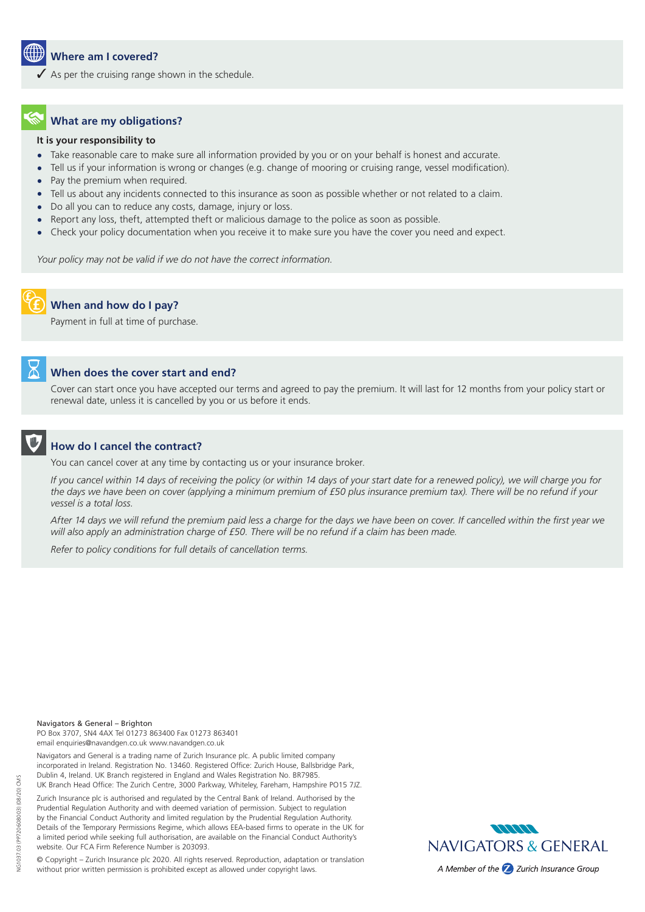## Where am I covered?

✓ As per the cruising range shown in the schedule.

## What are my obligations?

**It is your responsibility to**

- Take reasonable care to make sure all information provided by you or on your behalf is honest and accurate.
- Tell us if your information is wrong or changes (e.g. change of mooring or cruising range, vessel modification).
- Pay the premium when required.
- Tell us about any incidents connected to this insurance as soon as possible whether or not related to a claim.
- Do all you can to reduce any costs, damage, injury or loss.
- Report any loss, theft, attempted theft or malicious damage to the police as soon as possible.
- Check your policy documentation when you receive it to make sure you have the cover you need and expect.

*Your policy may not be valid if we do not have the correct information.*

## When and how do I pay?

Payment in full at time of purchase.

## When does the cover start and end?

Cover can start once you have accepted our terms and agreed to pay the premium. It will last for 12 months from your policy start or renewal date, unless it is cancelled by you or us before it ends.

## How do I cancel the contract?

You can cancel cover at any time by contacting us or your insurance broker.

*If you cancel within 14 days of receiving the policy (or within 14 days of your start date for a renewed policy), we will charge you for the days we have been on cover (applying a minimum premium of £50 plus insurance premium tax). There will be no refund if your vessel is a total loss.*

*After 14 days we will refund the premium paid less a charge for the days we have been on cover. If cancelled within the first year we will also apply an administration charge of £50. There will be no refund if a claim has been made.*

*Refer to policy conditions for full details of cancellation terms.*

Navigators & General – Brighton
PO Box 3707, SN4 4AX Tel 01273 863400 Fax 01273 863401
email enquiries@navandgen.co.uk www.navandgen.co.uk

Navigators and General is a trading name of Zurich Insurance plc. A public limited company incorporated in Ireland. Registration No. 13460. Registered Office: Zurich House, Ballsbridge Park, Dublin 4, Ireland. UK Branch registered in England and Wales Registration No. BR7985. UK Branch Head Office: The Zurich Centre, 3000 Parkway, Whiteley, Fareham, Hampshire PO15 7JZ.

Zurich Insurance plc is authorised and regulated by the Central Bank of Ireland. Authorised by the Prudential Regulation Authority and with deemed variation of permission. Subject to regulation by the Financial Conduct Authority and limited regulation by the Prudential Regulation Authority. Details of the Temporary Permissions Regime, which allows EEA-based firms to operate in the UK for a limited period while seeking full authorisation, are available on the Financial Conduct Authority's website. Our FCA Firm Reference Number is 203093.

© Copyright – Zurich Insurance plc 2020. All rights reserved. Reproduction, adaptation or translation without prior written permission is prohibited except as allowed under copyright laws.

NAVIGATORS & GENERAL
A Member of the Zurich Insurance Group

NG1037.03 (PP7206080003) (08/20) CMS